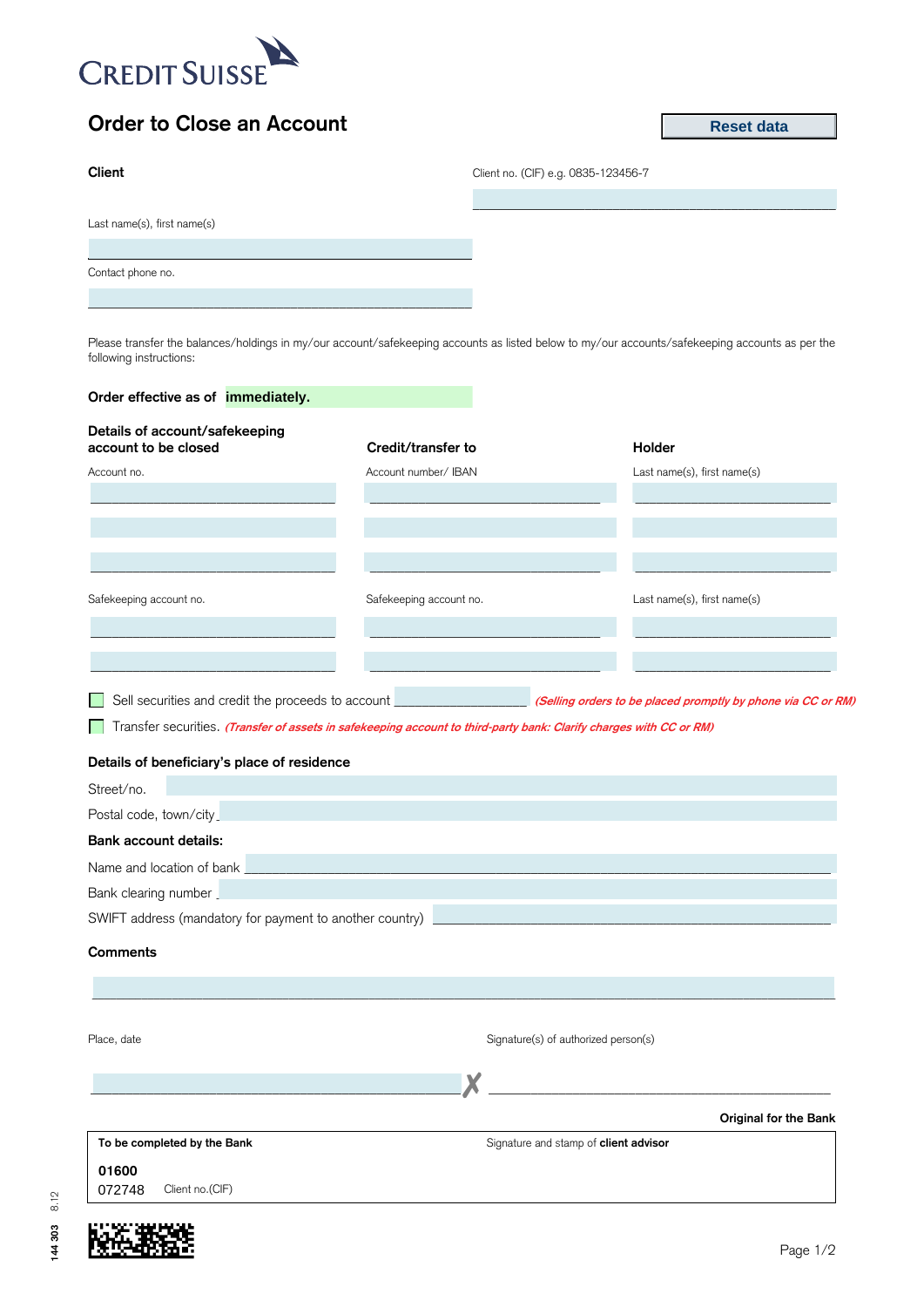CREDIT SUISSE

# Order to Close an Account

Reset data

**Client**

Client no. (CIF) e.g. 0835-123456-7

Last name(s), first name(s)

Contact phone no.

Please transfer the balances/holdings in my/our account/safekeeping accounts as listed below to my/our accounts/safekeeping accounts as per the following instructions:

**Order effective as of** **immediately.**

| **Details of account/safekeeping account to be closed** | **Credit/transfer to** | **Holder** |
|---|---|---|
| Account no. | Account number/ IBAN | Last name(s), first name(s) |
| | | |
| | | |
| | | |
| Safekeeping account no. | Safekeeping account no. | Last name(s), first name(s) |
| | | |
| | | |

☐ Sell securities and credit the proceeds to account ________________ *(Selling orders to be placed promptly by phone via CC or RM)*

☐ Transfer securities. *(Transfer of assets in safekeeping account to third-party bank: Clarify charges with CC or RM)*

**Details of beneficiary's place of residence**

Street/no.

Postal code, town/city

**Bank account details:**

Name and location of bank

Bank clearing number

SWIFT address (mandatory for payment to another country)

**Comments**

Place, date

Signature(s) of authorized person(s)

**Original for the Bank**

| **To be completed by the Bank** | Signature and stamp of **client advisor** |
|---|---|
| **01600** | |
| 072748 Client no.(CIF) | |

144 303 8.12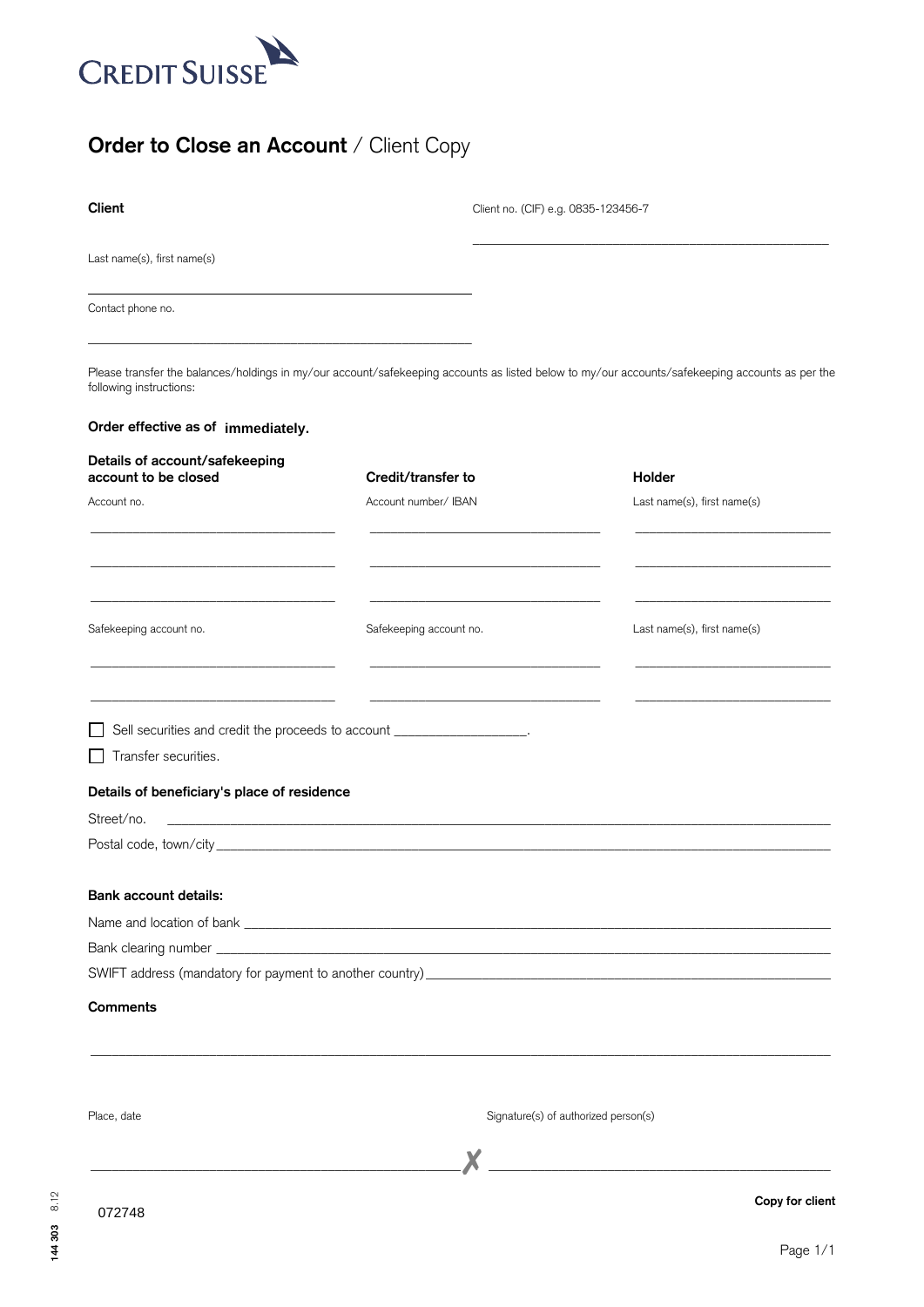CREDIT SUISSE

# Order to Close an Account / Client Copy

**Client**

Client no. (CIF) e.g. 0835-123456-7

Last name(s), first name(s)

Contact phone no.

Please transfer the balances/holdings in my/our account/safekeeping accounts as listed below to my/our accounts/safekeeping accounts as per the following instructions:

**Order effective as of** immediately.

| **Details of account/safekeeping account to be closed** | **Credit/transfer to** | **Holder** |
| --- | --- | --- |
| Account no. | Account number/ IBAN | Last name(s), first name(s) |
| | | |
| | | |
| | | |
| Safekeeping account no. | Safekeeping account no. | Last name(s), first name(s) |
| | | |
| | | |

☐ Sell securities and credit the proceeds to account ___________________.

☐ Transfer securities.

**Details of beneficiary's place of residence**

Street/no. ___

Postal code, town/city ___

**Bank account details:**

Name and location of bank ___

Bank clearing number ___

SWIFT address (mandatory for payment to another country) ___

**Comments**

Place, date

Signature(s) of authorized person(s)

✗

072748

**Copy for client**

144 303 8.12